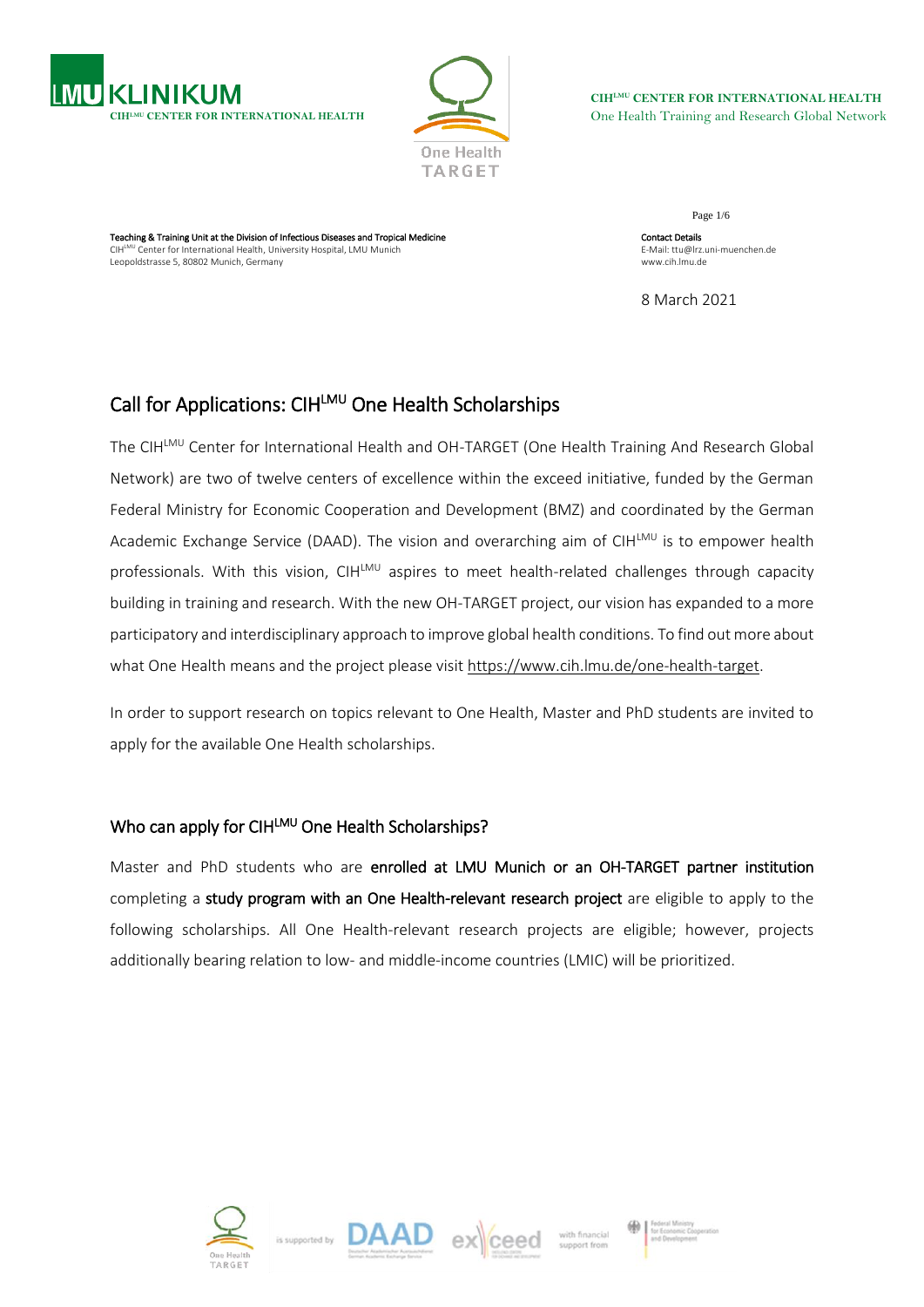**CIH[LMU] CENTER FOR INTERNATIONAL HEALTH**
One Health Training and Research Global Network

**Teaching & Training Unit at the Division of Infectious Diseases and Tropical Medicine**
CIH[LMU] Center for International Health, University Hospital, LMU Munich
Leopoldstrasse 5, 80802 Munich, Germany

**Contact Details**
E-Mail: ttu@lrz.uni-muenchen.de
www.cih.lmu.de

8 March 2021

# Call for Applications: CIH[LMU] One Health Scholarships

The CIH[LMU] Center for International Health and OH-TARGET (One Health Training And Research Global Network) are two of twelve centers of excellence within the exceed initiative, funded by the German Federal Ministry for Economic Cooperation and Development (BMZ) and coordinated by the German Academic Exchange Service (DAAD). The vision and overarching aim of CIH[LMU] is to empower health professionals. With this vision, CIH[LMU] aspires to meet health-related challenges through capacity building in training and research. With the new OH-TARGET project, our vision has expanded to a more participatory and interdisciplinary approach to improve global health conditions. To find out more about what One Health means and the project please visit https://www.cih.lmu.de/one-health-target.

In order to support research on topics relevant to One Health, Master and PhD students are invited to apply for the available One Health scholarships.

## Who can apply for CIH[LMU] One Health Scholarships?

Master and PhD students who are **enrolled at LMU Munich or an OH-TARGET partner institution** completing a **study program with an One Health-relevant research project** are eligible to apply to the following scholarships. All One Health-relevant research projects are eligible; however, projects additionally bearing relation to low- and middle-income countries (LMIC) will be prioritized.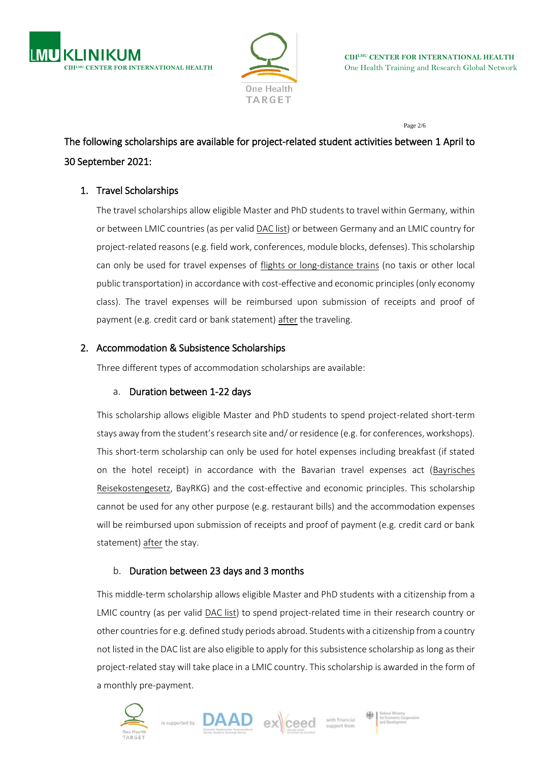The following scholarships are available for project-related student activities between 1 April to 30 September 2021:

## 1. Travel Scholarships

The travel scholarships allow eligible Master and PhD students to travel within Germany, within or between LMIC countries (as per valid DAC list) or between Germany and an LMIC country for project-related reasons (e.g. field work, conferences, module blocks, defenses). This scholarship can only be used for travel expenses of flights or long-distance trains (no taxis or other local public transportation) in accordance with cost-effective and economic principles (only economy class). The travel expenses will be reimbursed upon submission of receipts and proof of payment (e.g. credit card or bank statement) after the traveling.

## 2. Accommodation & Subsistence Scholarships

Three different types of accommodation scholarships are available:

### a. Duration between 1-22 days

This scholarship allows eligible Master and PhD students to spend project-related short-term stays away from the student's research site and/ or residence (e.g. for conferences, workshops). This short-term scholarship can only be used for hotel expenses including breakfast (if stated on the hotel receipt) in accordance with the Bavarian travel expenses act (Bayrisches Reisekostengesetz, BayRKG) and the cost-effective and economic principles. This scholarship cannot be used for any other purpose (e.g. restaurant bills) and the accommodation expenses will be reimbursed upon submission of receipts and proof of payment (e.g. credit card or bank statement) after the stay.

### b. Duration between 23 days and 3 months

This middle-term scholarship allows eligible Master and PhD students with a citizenship from a LMIC country (as per valid DAC list) to spend project-related time in their research country or other countries for e.g. defined study periods abroad. Students with a citizenship from a country not listed in the DAC list are also eligible to apply for this subsistence scholarship as long as their project-related stay will take place in a LMIC country. This scholarship is awarded in the form of a monthly pre-payment.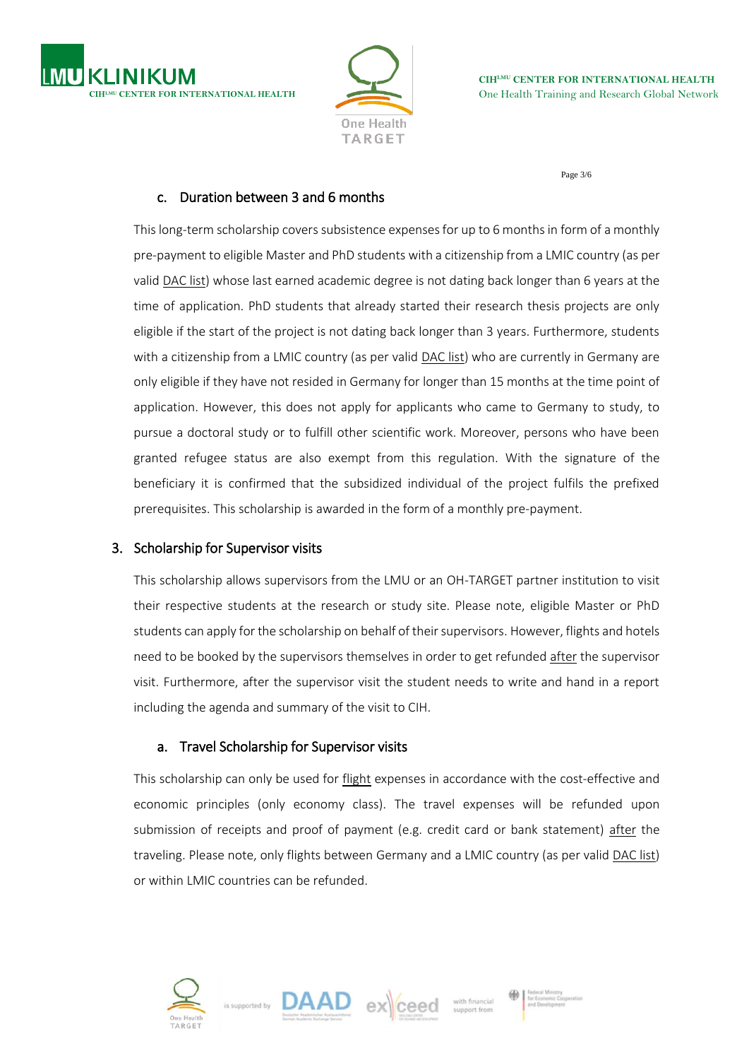### c. Duration between 3 and 6 months

This long-term scholarship covers subsistence expenses for up to 6 months in form of a monthly pre-payment to eligible Master and PhD students with a citizenship from a LMIC country (as per valid DAC list) whose last earned academic degree is not dating back longer than 6 years at the time of application. PhD students that already started their research thesis projects are only eligible if the start of the project is not dating back longer than 3 years. Furthermore, students with a citizenship from a LMIC country (as per valid DAC list) who are currently in Germany are only eligible if they have not resided in Germany for longer than 15 months at the time point of application. However, this does not apply for applicants who came to Germany to study, to pursue a doctoral study or to fulfill other scientific work. Moreover, persons who have been granted refugee status are also exempt from this regulation. With the signature of the beneficiary it is confirmed that the subsidized individual of the project fulfils the prefixed prerequisites. This scholarship is awarded in the form of a monthly pre-payment.

## 3. Scholarship for Supervisor visits

This scholarship allows supervisors from the LMU or an OH-TARGET partner institution to visit their respective students at the research or study site. Please note, eligible Master or PhD students can apply for the scholarship on behalf of their supervisors. However, flights and hotels need to be booked by the supervisors themselves in order to get refunded after the supervisor visit. Furthermore, after the supervisor visit the student needs to write and hand in a report including the agenda and summary of the visit to CIH.

### a. Travel Scholarship for Supervisor visits

This scholarship can only be used for flight expenses in accordance with the cost-effective and economic principles (only economy class). The travel expenses will be refunded upon submission of receipts and proof of payment (e.g. credit card or bank statement) after the traveling. Please note, only flights between Germany and a LMIC country (as per valid DAC list) or within LMIC countries can be refunded.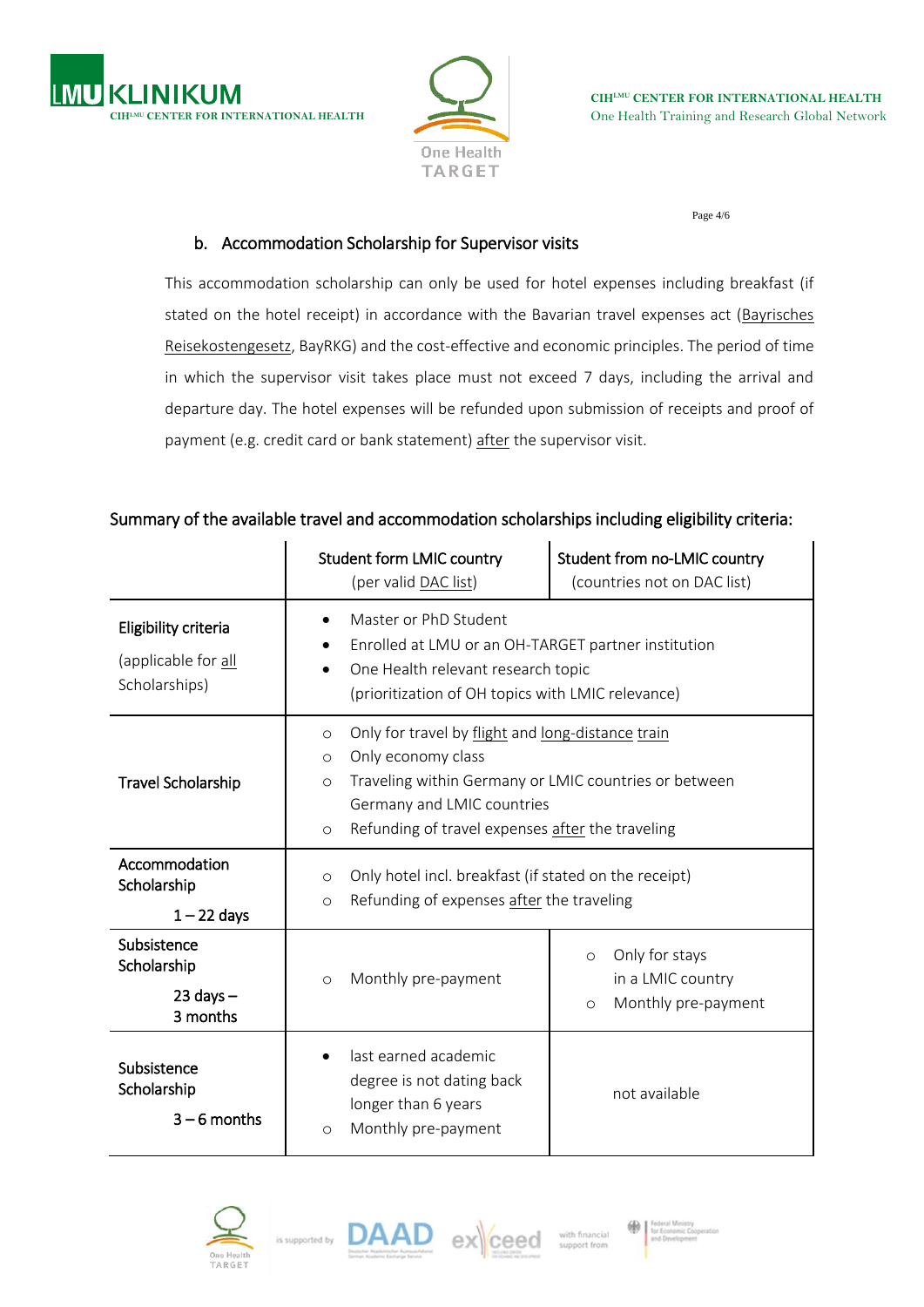### b. Accommodation Scholarship for Supervisor visits

This accommodation scholarship can only be used for hotel expenses including breakfast (if stated on the hotel receipt) in accordance with the Bavarian travel expenses act (Bayrisches Reisekostengesetz, BayRKG) and the cost-effective and economic principles. The period of time in which the supervisor visit takes place must not exceed 7 days, including the arrival and departure day. The hotel expenses will be refunded upon submission of receipts and proof of payment (e.g. credit card or bank statement) after the supervisor visit.

## Summary of the available travel and accommodation scholarships including eligibility criteria:

| | Student form LMIC country (per valid DAC list) | Student from no-LMIC country (countries not on DAC list) |
|---|---|---|
| **Eligibility criteria** (applicable for all Scholarships) | • Master or PhD Student<br>• Enrolled at LMU or an OH-TARGET partner institution<br>• One Health relevant research topic (prioritization of OH topics with LMIC relevance) | |
| **Travel Scholarship** | ○ Only for travel by flight and long-distance train<br>○ Only economy class<br>○ Traveling within Germany or LMIC countries or between Germany and LMIC countries<br>○ Refunding of travel expenses after the traveling | |
| **Accommodation Scholarship** 1 – 22 days | ○ Only hotel incl. breakfast (if stated on the receipt)<br>○ Refunding of expenses after the traveling | |
| **Subsistence Scholarship** 23 days – 3 months | ○ Monthly pre-payment | ○ Only for stays in a LMIC country<br>○ Monthly pre-payment |
| **Subsistence Scholarship** 3 – 6 months | • last earned academic degree is not dating back longer than 6 years<br>○ Monthly pre-payment | not available |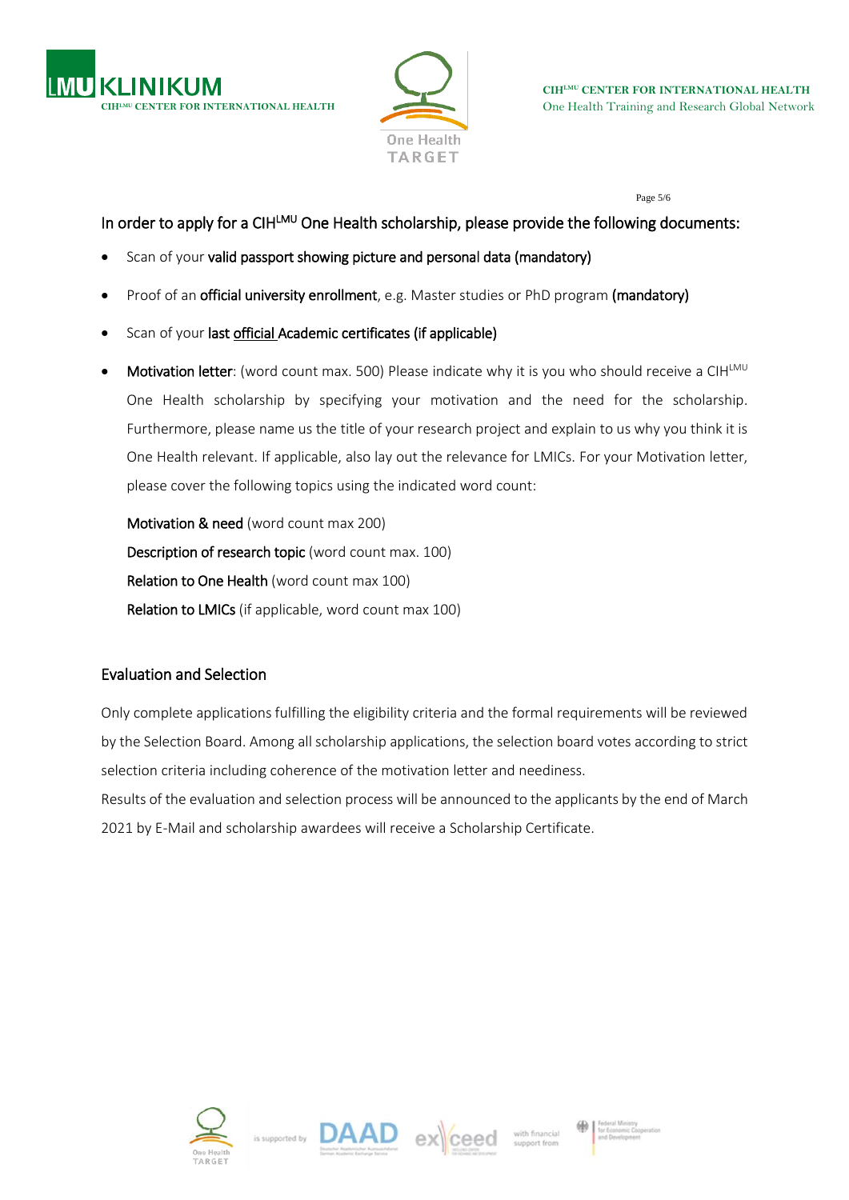## In order to apply for a CIH[LMU] One Health scholarship, please provide the following documents:

- Scan of your **valid passport showing picture and personal data (mandatory)**
- Proof of an **official university enrollment**, e.g. Master studies or PhD program **(mandatory)**
- Scan of your **last official Academic certificates (if applicable)**
- **Motivation letter**: (word count max. 500) Please indicate why it is you who should receive a CIH[LMU] One Health scholarship by specifying your motivation and the need for the scholarship. Furthermore, please name us the title of your research project and explain to us why you think it is One Health relevant. If applicable, also lay out the relevance for LMICs. For your Motivation letter, please cover the following topics using the indicated word count:

  **Motivation & need** (word count max 200)
  **Description of research topic** (word count max. 100)
  **Relation to One Health** (word count max 100)
  **Relation to LMICs** (if applicable, word count max 100)

## Evaluation and Selection

Only complete applications fulfilling the eligibility criteria and the formal requirements will be reviewed by the Selection Board. Among all scholarship applications, the selection board votes according to strict selection criteria including coherence of the motivation letter and neediness.
Results of the evaluation and selection process will be announced to the applicants by the end of March 2021 by E-Mail and scholarship awardees will receive a Scholarship Certificate.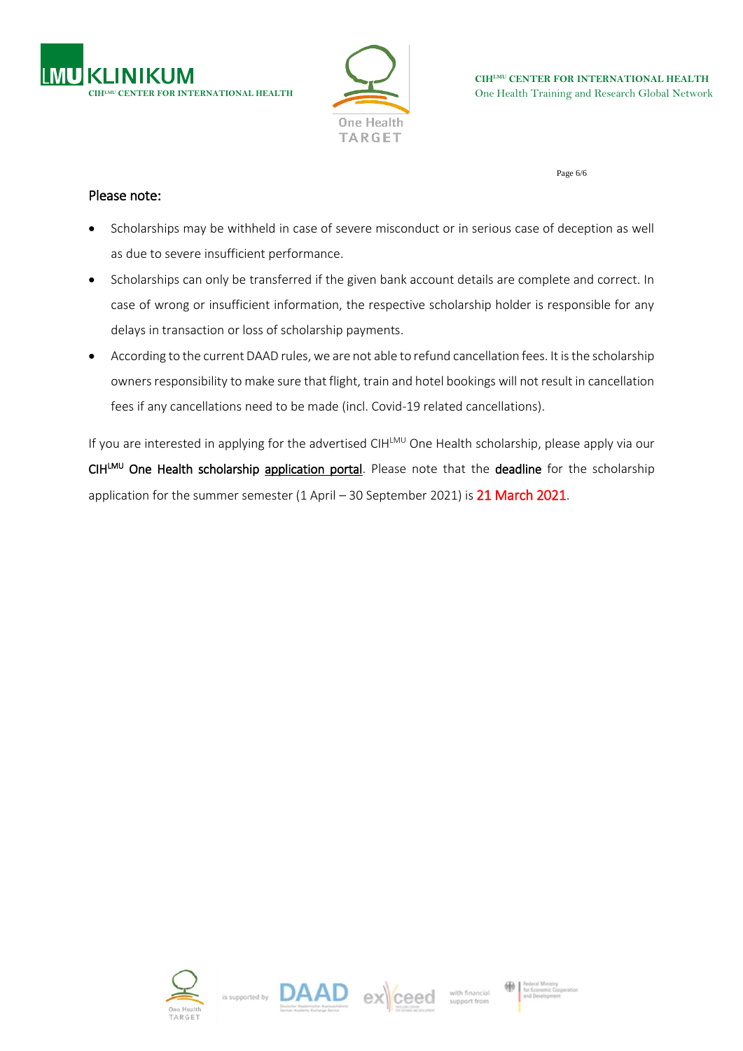## Please note:

- Scholarships may be withheld in case of severe misconduct or in serious case of deception as well as due to severe insufficient performance.
- Scholarships can only be transferred if the given bank account details are complete and correct. In case of wrong or insufficient information, the respective scholarship holder is responsible for any delays in transaction or loss of scholarship payments.
- According to the current DAAD rules, we are not able to refund cancellation fees. It is the scholarship owners responsibility to make sure that flight, train and hotel bookings will not result in cancellation fees if any cancellations need to be made (incl. Covid-19 related cancellations).

If you are interested in applying for the advertised CIH[LMU] One Health scholarship, please apply via our **CIH[LMU] One Health scholarship application portal**. Please note that the **deadline** for the scholarship application for the summer semester (1 April – 30 September 2021) is **21 March 2021**.